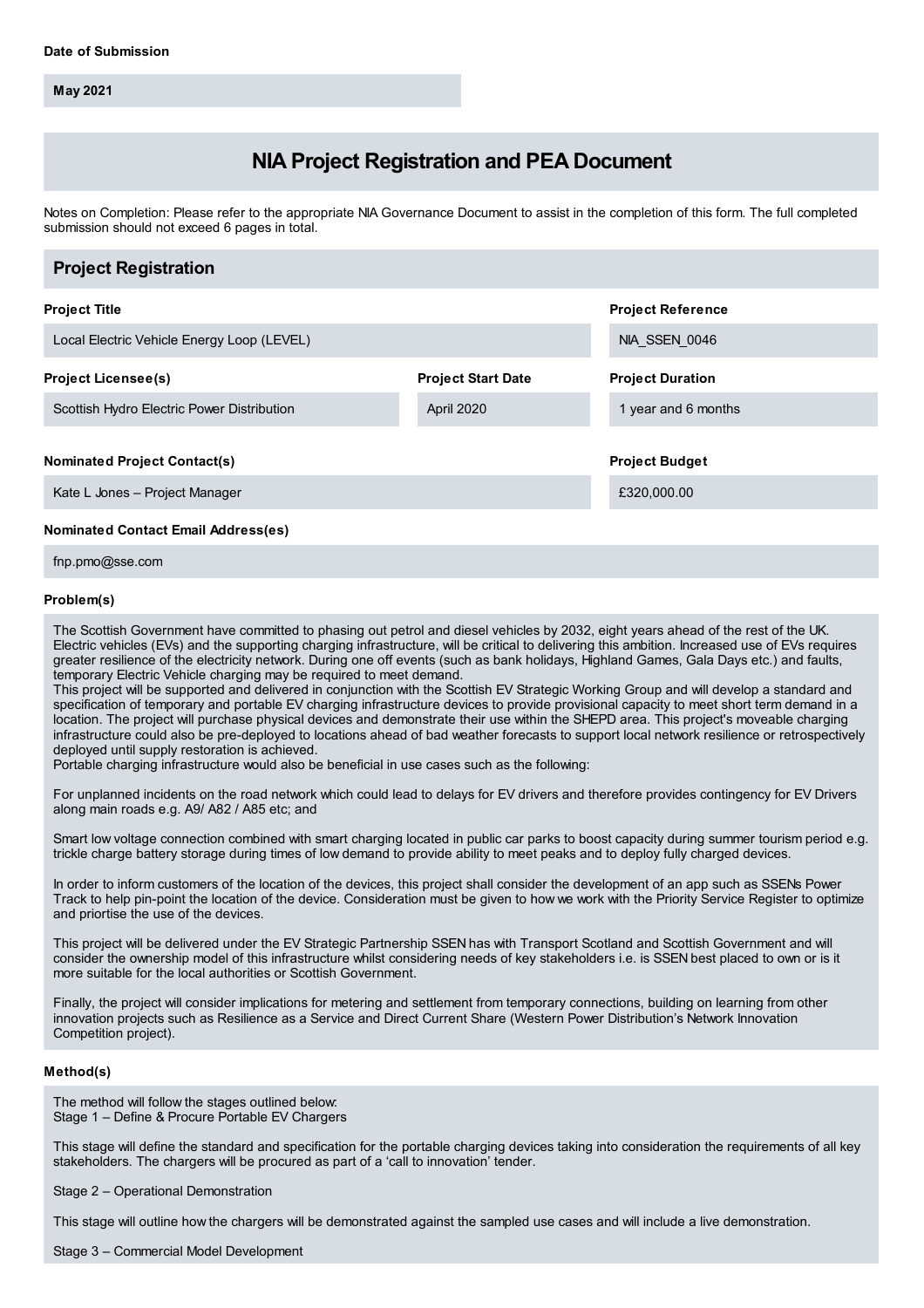**Date of Submission**

May 2021

# NIA Project Registration and PEA Document

Notes on Completion: Please refer to the appropriate NIA Governance Document to assist in the completion of this form. The full completed submission should not exceed 6 pages in total.

## Project Registration

**Project Title**

Local Electric Vehicle Energy Loop (LEVEL)

**Project Reference**

NIA_SSEN_0046

**Project Licensee(s)**

Scottish Hydro Electric Power Distribution

**Project Start Date**

April 2020

**Project Duration**

1 year and 6 months

**Nominated Project Contact(s)**

Kate L Jones – Project Manager

**Project Budget**

£320,000.00

**Nominated Contact Email Address(es)**

fnp.pmo@sse.com

**Problem(s)**

The Scottish Government have committed to phasing out petrol and diesel vehicles by 2032, eight years ahead of the rest of the UK. Electric vehicles (EVs) and the supporting charging infrastructure, will be critical to delivering this ambition. Increased use of EVs requires greater resilience of the electricity network. During one off events (such as bank holidays, Highland Games, Gala Days etc.) and faults, temporary Electric Vehicle charging may be required to meet demand.
This project will be supported and delivered in conjunction with the Scottish EV Strategic Working Group and will develop a standard and specification of temporary and portable EV charging infrastructure devices to provide provisional capacity to meet short term demand in a location. The project will purchase physical devices and demonstrate their use within the SHEPD area. This project's moveable charging infrastructure could also be pre-deployed to locations ahead of bad weather forecasts to support local network resilience or retrospectively deployed until supply restoration is achieved.
Portable charging infrastructure would also be beneficial in use cases such as the following:

For unplanned incidents on the road network which could lead to delays for EV drivers and therefore provides contingency for EV Drivers along main roads e.g. A9/ A82 / A85 etc; and

Smart low voltage connection combined with smart charging located in public car parks to boost capacity during summer tourism period e.g. trickle charge battery storage during times of low demand to provide ability to meet peaks and to deploy fully charged devices.

In order to inform customers of the location of the devices, this project shall consider the development of an app such as SSENs Power Track to help pin-point the location of the device. Consideration must be given to how we work with the Priority Service Register to optimize and priortise the use of the devices.

This project will be delivered under the EV Strategic Partnership SSEN has with Transport Scotland and Scottish Government and will consider the ownership model of this infrastructure whilst considering needs of key stakeholders i.e. is SSEN best placed to own or is it more suitable for the local authorities or Scottish Government.

Finally, the project will consider implications for metering and settlement from temporary connections, building on learning from other innovation projects such as Resilience as a Service and Direct Current Share (Western Power Distribution's Network Innovation Competition project).

**Method(s)**

The method will follow the stages outlined below:
Stage 1 – Define & Procure Portable EV Chargers

This stage will define the standard and specification for the portable charging devices taking into consideration the requirements of all key stakeholders. The chargers will be procured as part of a 'call to innovation' tender.

Stage 2 – Operational Demonstration

This stage will outline how the chargers will be demonstrated against the sampled use cases and will include a live demonstration.

Stage 3 – Commercial Model Development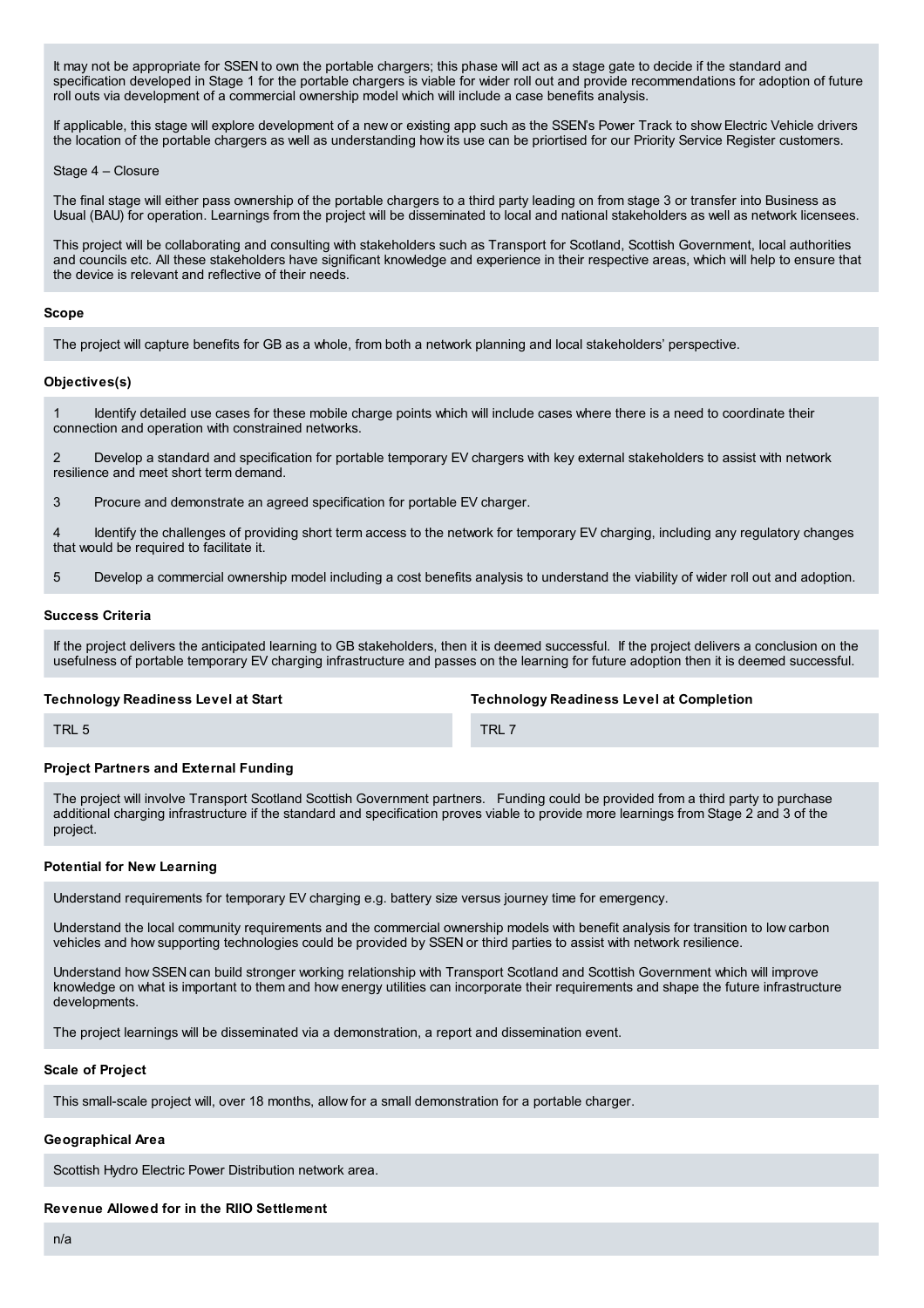It may not be appropriate for SSEN to own the portable chargers; this phase will act as a stage gate to decide if the standard and specification developed in Stage 1 for the portable chargers is viable for wider roll out and provide recommendations for adoption of future roll outs via development of a commercial ownership model which will include a case benefits analysis.

If applicable, this stage will explore development of a new or existing app such as the SSEN's Power Track to show Electric Vehicle drivers the location of the portable chargers as well as understanding how its use can be priortised for our Priority Service Register customers.

Stage 4 – Closure

The final stage will either pass ownership of the portable chargers to a third party leading on from stage 3 or transfer into Business as Usual (BAU) for operation. Learnings from the project will be disseminated to local and national stakeholders as well as network licensees.

This project will be collaborating and consulting with stakeholders such as Transport for Scotland, Scottish Government, local authorities and councils etc. All these stakeholders have significant knowledge and experience in their respective areas, which will help to ensure that the device is relevant and reflective of their needs.

### Scope

The project will capture benefits for GB as a whole, from both a network planning and local stakeholders' perspective.

### Objectives(s)

1 Identify detailed use cases for these mobile charge points which will include cases where there is a need to coordinate their connection and operation with constrained networks.

2 Develop a standard and specification for portable temporary EV chargers with key external stakeholders to assist with network resilience and meet short term demand.

3 Procure and demonstrate an agreed specification for portable EV charger.

4 Identify the challenges of providing short term access to the network for temporary EV charging, including any regulatory changes that would be required to facilitate it.

5 Develop a commercial ownership model including a cost benefits analysis to understand the viability of wider roll out and adoption.

### Success Criteria

If the project delivers the anticipated learning to GB stakeholders, then it is deemed successful. If the project delivers a conclusion on the usefulness of portable temporary EV charging infrastructure and passes on the learning for future adoption then it is deemed successful.

| Technology Readiness Level at Start | Technology Readiness Level at Completion |
|---|---|
| TRL 5 | TRL 7 |

### Project Partners and External Funding

The project will involve Transport Scotland Scottish Government partners. Funding could be provided from a third party to purchase additional charging infrastructure if the standard and specification proves viable to provide more learnings from Stage 2 and 3 of the project.

### Potential for New Learning

Understand requirements for temporary EV charging e.g. battery size versus journey time for emergency.

Understand the local community requirements and the commercial ownership models with benefit analysis for transition to low carbon vehicles and how supporting technologies could be provided by SSEN or third parties to assist with network resilience.

Understand how SSEN can build stronger working relationship with Transport Scotland and Scottish Government which will improve knowledge on what is important to them and how energy utilities can incorporate their requirements and shape the future infrastructure developments.

The project learnings will be disseminated via a demonstration, a report and dissemination event.

### Scale of Project

This small-scale project will, over 18 months, allow for a small demonstration for a portable charger.

### Geographical Area

Scottish Hydro Electric Power Distribution network area.

### Revenue Allowed for in the RIIO Settlement

n/a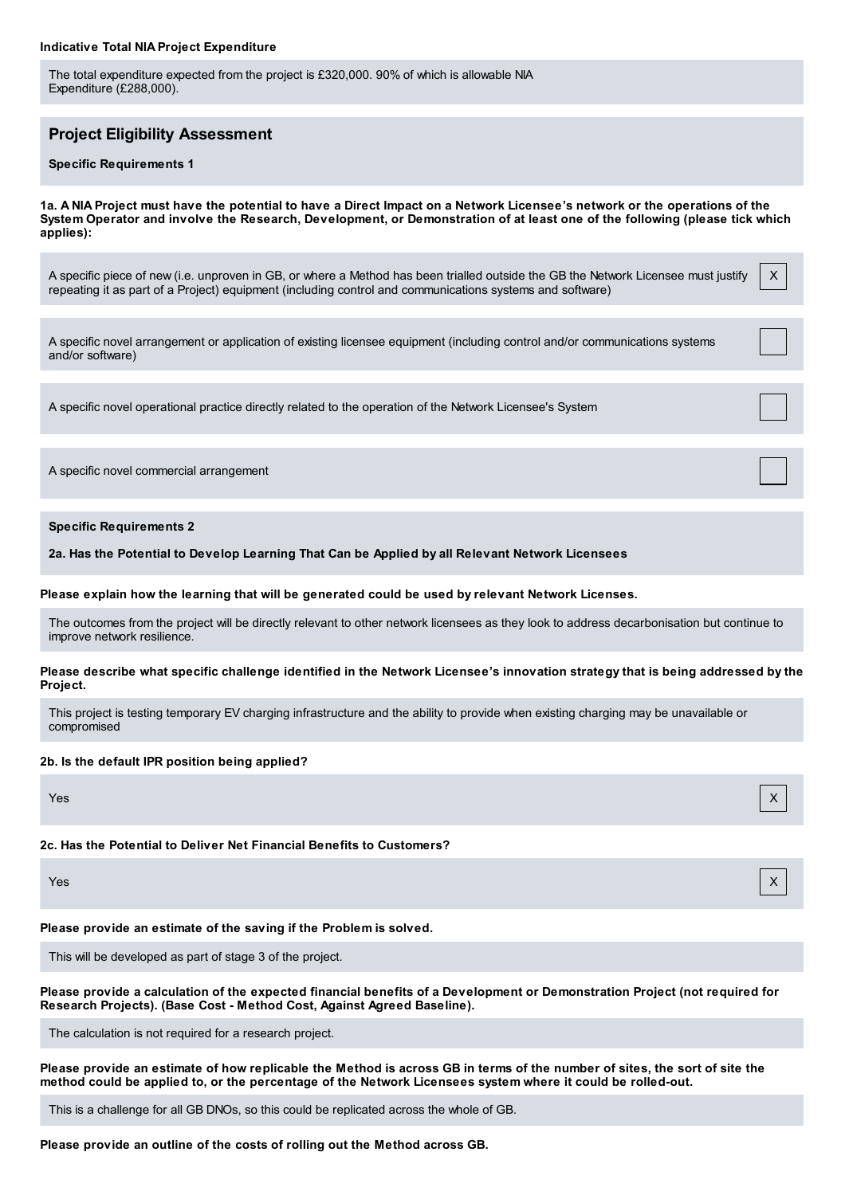**Indicative Total NIA Project Expenditure**

The total expenditure expected from the project is £320,000. 90% of which is allowable NIA Expenditure (£288,000).

## Project Eligibility Assessment

**Specific Requirements 1**

**1a. A NIA Project must have the potential to have a Direct Impact on a Network Licensee's network or the operations of the System Operator and involve the Research, Development, or Demonstration of at least one of the following (please tick which applies):**

| | |
|---|---|
| A specific piece of new (i.e. unproven in GB, or where a Method has been trialled outside the GB the Network Licensee must justify repeating it as part of a Project) equipment (including control and communications systems and software) | X |
| A specific novel arrangement or application of existing licensee equipment (including control and/or communications systems and/or software) | |
| A specific novel operational practice directly related to the operation of the Network Licensee's System | |
| A specific novel commercial arrangement | |

**Specific Requirements 2**

**2a. Has the Potential to Develop Learning That Can be Applied by all Relevant Network Licensees**

**Please explain how the learning that will be generated could be used by relevant Network Licenses.**

The outcomes from the project will be directly relevant to other network licensees as they look to address decarbonisation but continue to improve network resilience.

**Please describe what specific challenge identified in the Network Licensee's innovation strategy that is being addressed by the Project.**

This project is testing temporary EV charging infrastructure and the ability to provide when existing charging may be unavailable or compromised

**2b. Is the default IPR position being applied?**

| | |
|---|---|
| Yes | X |

**2c. Has the Potential to Deliver Net Financial Benefits to Customers?**

| | |
|---|---|
| Yes | X |

**Please provide an estimate of the saving if the Problem is solved.**

This will be developed as part of stage 3 of the project.

**Please provide a calculation of the expected financial benefits of a Development or Demonstration Project (not required for Research Projects). (Base Cost - Method Cost, Against Agreed Baseline).**

The calculation is not required for a research project.

**Please provide an estimate of how replicable the Method is across GB in terms of the number of sites, the sort of site the method could be applied to, or the percentage of the Network Licensees system where it could be rolled-out.**

This is a challenge for all GB DNOs, so this could be replicated across the whole of GB.

**Please provide an outline of the costs of rolling out the Method across GB.**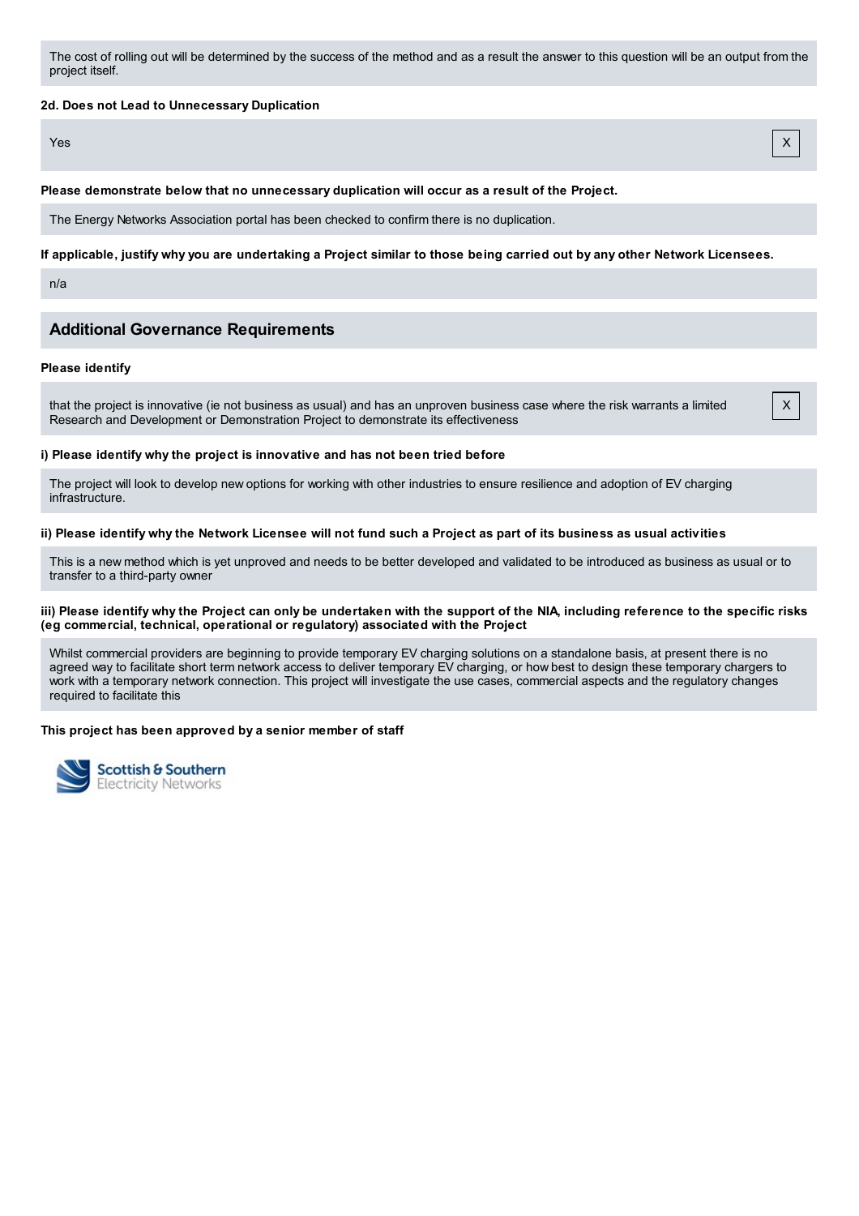The cost of rolling out will be determined by the success of the method and as a result the answer to this question will be an output from the project itself.

**2d. Does not Lead to Unnecessary Duplication**

Yes X

**Please demonstrate below that no unnecessary duplication will occur as a result of the Project.**

The Energy Networks Association portal has been checked to confirm there is no duplication.

**If applicable, justify why you are undertaking a Project similar to those being carried out by any other Network Licensees.**

n/a

## Additional Governance Requirements

**Please identify**

that the project is innovative (ie not business as usual) and has an unproven business case where the risk warrants a limited Research and Development or Demonstration Project to demonstrate its effectiveness X

**i) Please identify why the project is innovative and has not been tried before**

The project will look to develop new options for working with other industries to ensure resilience and adoption of EV charging infrastructure.

**ii) Please identify why the Network Licensee will not fund such a Project as part of its business as usual activities**

This is a new method which is yet unproved and needs to be better developed and validated to be introduced as business as usual or to transfer to a third-party owner

**iii) Please identify why the Project can only be undertaken with the support of the NIA, including reference to the specific risks (eg commercial, technical, operational or regulatory) associated with the Project**

Whilst commercial providers are beginning to provide temporary EV charging solutions on a standalone basis, at present there is no agreed way to facilitate short term network access to deliver temporary EV charging, or how best to design these temporary chargers to work with a temporary network connection. This project will investigate the use cases, commercial aspects and the regulatory changes required to facilitate this

**This project has been approved by a senior member of staff**

Scottish & Southern Electricity Networks